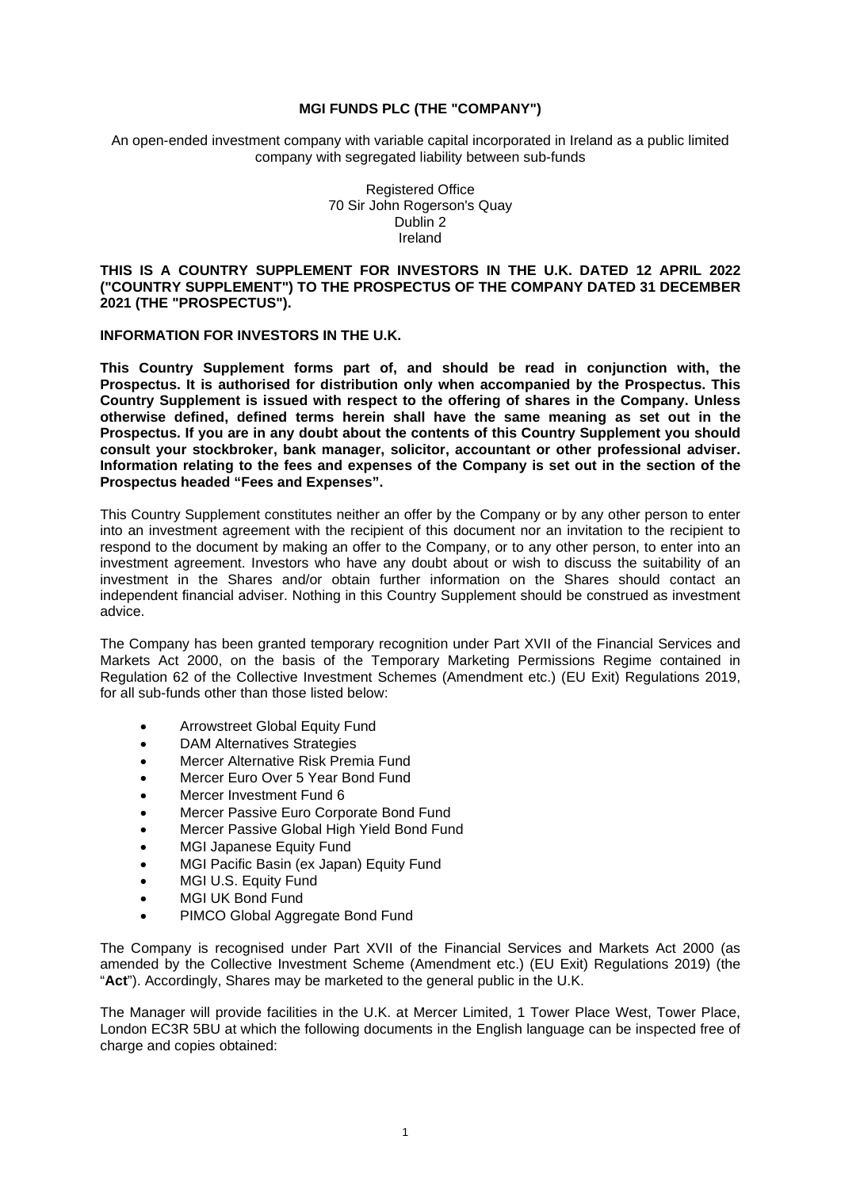**MGI FUNDS PLC (THE "COMPANY")**

An open-ended investment company with variable capital incorporated in Ireland as a public limited company with segregated liability between sub-funds

Registered Office
70 Sir John Rogerson's Quay
Dublin 2
Ireland

**THIS IS A COUNTRY SUPPLEMENT FOR INVESTORS IN THE U.K. DATED 12 APRIL 2022 ("COUNTRY SUPPLEMENT") TO THE PROSPECTUS OF THE COMPANY DATED 31 DECEMBER 2021 (THE "PROSPECTUS").**

**INFORMATION FOR INVESTORS IN THE U.K.**

**This Country Supplement forms part of, and should be read in conjunction with, the Prospectus. It is authorised for distribution only when accompanied by the Prospectus. This Country Supplement is issued with respect to the offering of shares in the Company. Unless otherwise defined, defined terms herein shall have the same meaning as set out in the Prospectus. If you are in any doubt about the contents of this Country Supplement you should consult your stockbroker, bank manager, solicitor, accountant or other professional adviser. Information relating to the fees and expenses of the Company is set out in the section of the Prospectus headed "Fees and Expenses".**

This Country Supplement constitutes neither an offer by the Company or by any other person to enter into an investment agreement with the recipient of this document nor an invitation to the recipient to respond to the document by making an offer to the Company, or to any other person, to enter into an investment agreement. Investors who have any doubt about or wish to discuss the suitability of an investment in the Shares and/or obtain further information on the Shares should contact an independent financial adviser. Nothing in this Country Supplement should be construed as investment advice.

The Company has been granted temporary recognition under Part XVII of the Financial Services and Markets Act 2000, on the basis of the Temporary Marketing Permissions Regime contained in Regulation 62 of the Collective Investment Schemes (Amendment etc.) (EU Exit) Regulations 2019, for all sub-funds other than those listed below:

- Arrowstreet Global Equity Fund
- DAM Alternatives Strategies
- Mercer Alternative Risk Premia Fund
- Mercer Euro Over 5 Year Bond Fund
- Mercer Investment Fund 6
- Mercer Passive Euro Corporate Bond Fund
- Mercer Passive Global High Yield Bond Fund
- MGI Japanese Equity Fund
- MGI Pacific Basin (ex Japan) Equity Fund
- MGI U.S. Equity Fund
- MGI UK Bond Fund
- PIMCO Global Aggregate Bond Fund

The Company is recognised under Part XVII of the Financial Services and Markets Act 2000 (as amended by the Collective Investment Scheme (Amendment etc.) (EU Exit) Regulations 2019) (the "**Act**"). Accordingly, Shares may be marketed to the general public in the U.K.

The Manager will provide facilities in the U.K. at Mercer Limited, 1 Tower Place West, Tower Place, London EC3R 5BU at which the following documents in the English language can be inspected free of charge and copies obtained: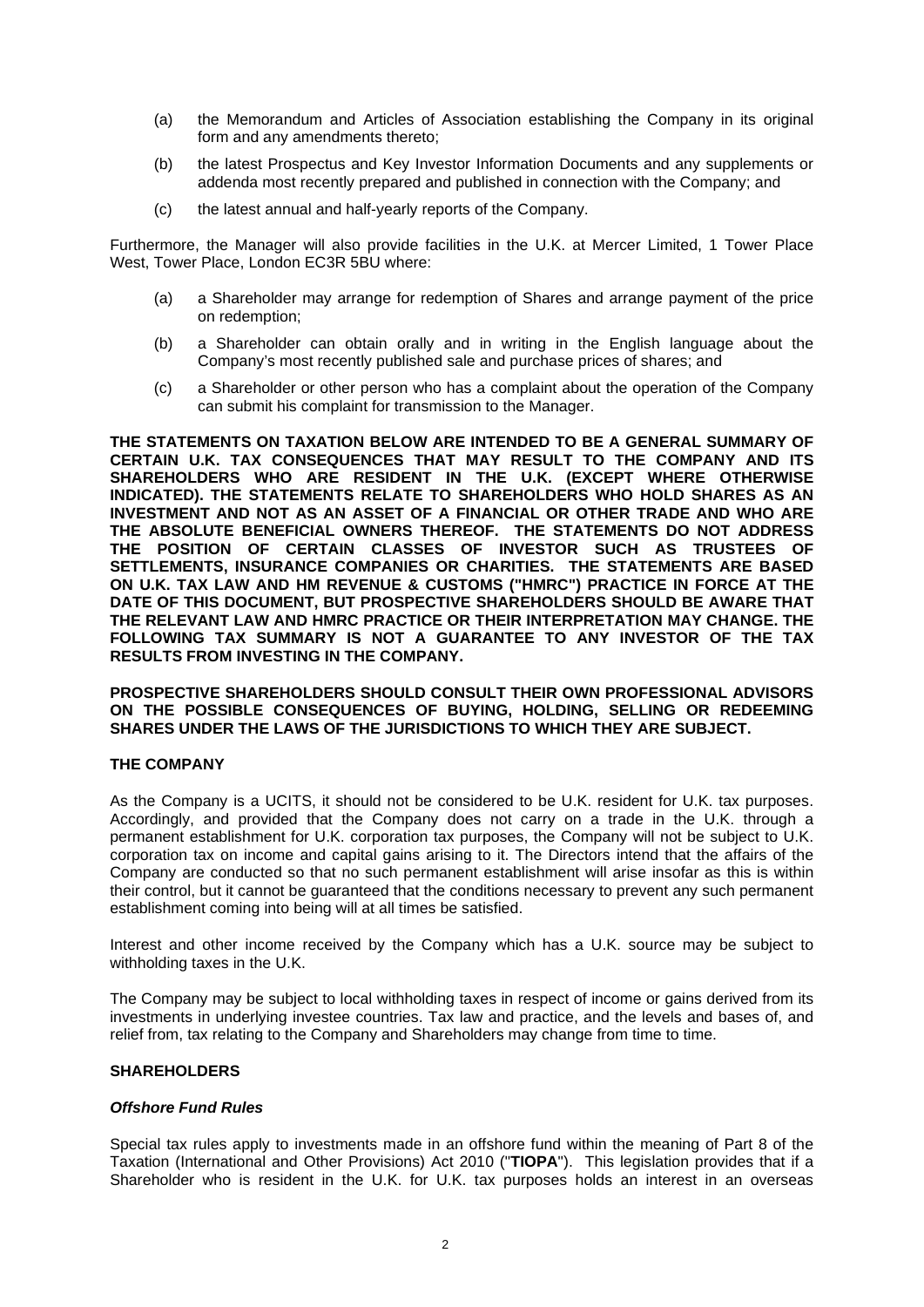(a) the Memorandum and Articles of Association establishing the Company in its original form and any amendments thereto;

(b) the latest Prospectus and Key Investor Information Documents and any supplements or addenda most recently prepared and published in connection with the Company; and

(c) the latest annual and half-yearly reports of the Company.

Furthermore, the Manager will also provide facilities in the U.K. at Mercer Limited, 1 Tower Place West, Tower Place, London EC3R 5BU where:

(a) a Shareholder may arrange for redemption of Shares and arrange payment of the price on redemption;

(b) a Shareholder can obtain orally and in writing in the English language about the Company's most recently published sale and purchase prices of shares; and

(c) a Shareholder or other person who has a complaint about the operation of the Company can submit his complaint for transmission to the Manager.

**THE STATEMENTS ON TAXATION BELOW ARE INTENDED TO BE A GENERAL SUMMARY OF CERTAIN U.K. TAX CONSEQUENCES THAT MAY RESULT TO THE COMPANY AND ITS SHAREHOLDERS WHO ARE RESIDENT IN THE U.K. (EXCEPT WHERE OTHERWISE INDICATED). THE STATEMENTS RELATE TO SHAREHOLDERS WHO HOLD SHARES AS AN INVESTMENT AND NOT AS AN ASSET OF A FINANCIAL OR OTHER TRADE AND WHO ARE THE ABSOLUTE BENEFICIAL OWNERS THEREOF. THE STATEMENTS DO NOT ADDRESS THE POSITION OF CERTAIN CLASSES OF INVESTOR SUCH AS TRUSTEES OF SETTLEMENTS, INSURANCE COMPANIES OR CHARITIES. THE STATEMENTS ARE BASED ON U.K. TAX LAW AND HM REVENUE & CUSTOMS ("HMRC") PRACTICE IN FORCE AT THE DATE OF THIS DOCUMENT, BUT PROSPECTIVE SHAREHOLDERS SHOULD BE AWARE THAT THE RELEVANT LAW AND HMRC PRACTICE OR THEIR INTERPRETATION MAY CHANGE. THE FOLLOWING TAX SUMMARY IS NOT A GUARANTEE TO ANY INVESTOR OF THE TAX RESULTS FROM INVESTING IN THE COMPANY.**

**PROSPECTIVE SHAREHOLDERS SHOULD CONSULT THEIR OWN PROFESSIONAL ADVISORS ON THE POSSIBLE CONSEQUENCES OF BUYING, HOLDING, SELLING OR REDEEMING SHARES UNDER THE LAWS OF THE JURISDICTIONS TO WHICH THEY ARE SUBJECT.**

## THE COMPANY

As the Company is a UCITS, it should not be considered to be U.K. resident for U.K. tax purposes. Accordingly, and provided that the Company does not carry on a trade in the U.K. through a permanent establishment for U.K. corporation tax purposes, the Company will not be subject to U.K. corporation tax on income and capital gains arising to it. The Directors intend that the affairs of the Company are conducted so that no such permanent establishment will arise insofar as this is within their control, but it cannot be guaranteed that the conditions necessary to prevent any such permanent establishment coming into being will at all times be satisfied.

Interest and other income received by the Company which has a U.K. source may be subject to withholding taxes in the U.K.

The Company may be subject to local withholding taxes in respect of income or gains derived from its investments in underlying investee countries. Tax law and practice, and the levels and bases of, and relief from, tax relating to the Company and Shareholders may change from time to time.

## SHAREHOLDERS

### *Offshore Fund Rules*

Special tax rules apply to investments made in an offshore fund within the meaning of Part 8 of the Taxation (International and Other Provisions) Act 2010 ("**TIOPA**"). This legislation provides that if a Shareholder who is resident in the U.K. for U.K. tax purposes holds an interest in an overseas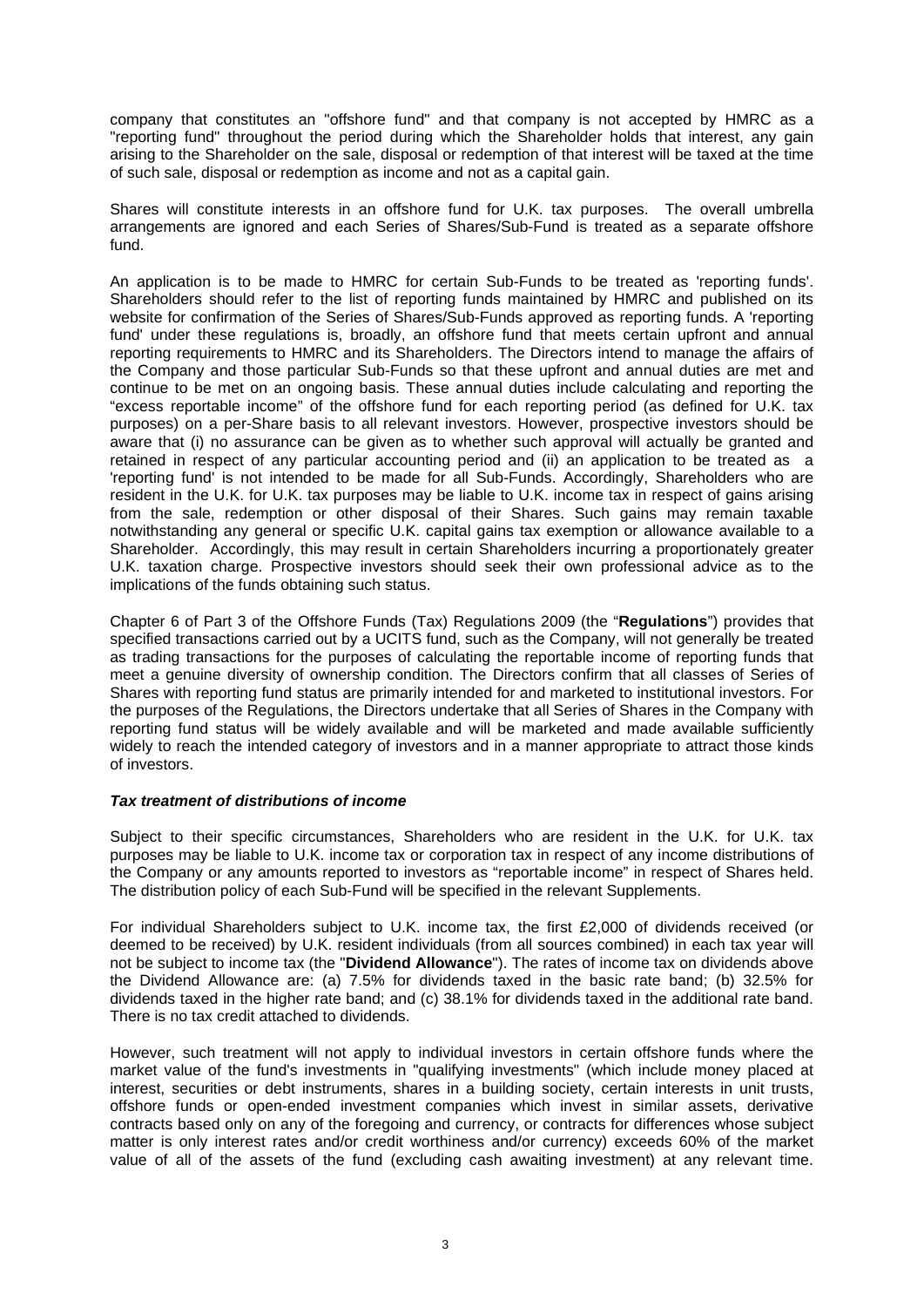company that constitutes an "offshore fund" and that company is not accepted by HMRC as a "reporting fund" throughout the period during which the Shareholder holds that interest, any gain arising to the Shareholder on the sale, disposal or redemption of that interest will be taxed at the time of such sale, disposal or redemption as income and not as a capital gain.

Shares will constitute interests in an offshore fund for U.K. tax purposes. The overall umbrella arrangements are ignored and each Series of Shares/Sub-Fund is treated as a separate offshore fund.

An application is to be made to HMRC for certain Sub-Funds to be treated as 'reporting funds'. Shareholders should refer to the list of reporting funds maintained by HMRC and published on its website for confirmation of the Series of Shares/Sub-Funds approved as reporting funds. A 'reporting fund' under these regulations is, broadly, an offshore fund that meets certain upfront and annual reporting requirements to HMRC and its Shareholders. The Directors intend to manage the affairs of the Company and those particular Sub-Funds so that these upfront and annual duties are met and continue to be met on an ongoing basis. These annual duties include calculating and reporting the "excess reportable income" of the offshore fund for each reporting period (as defined for U.K. tax purposes) on a per-Share basis to all relevant investors. However, prospective investors should be aware that (i) no assurance can be given as to whether such approval will actually be granted and retained in respect of any particular accounting period and (ii) an application to be treated as a 'reporting fund' is not intended to be made for all Sub-Funds. Accordingly, Shareholders who are resident in the U.K. for U.K. tax purposes may be liable to U.K. income tax in respect of gains arising from the sale, redemption or other disposal of their Shares. Such gains may remain taxable notwithstanding any general or specific U.K. capital gains tax exemption or allowance available to a Shareholder. Accordingly, this may result in certain Shareholders incurring a proportionately greater U.K. taxation charge. Prospective investors should seek their own professional advice as to the implications of the funds obtaining such status.

Chapter 6 of Part 3 of the Offshore Funds (Tax) Regulations 2009 (the "**Regulations**") provides that specified transactions carried out by a UCITS fund, such as the Company, will not generally be treated as trading transactions for the purposes of calculating the reportable income of reporting funds that meet a genuine diversity of ownership condition. The Directors confirm that all classes of Series of Shares with reporting fund status are primarily intended for and marketed to institutional investors. For the purposes of the Regulations, the Directors undertake that all Series of Shares in the Company with reporting fund status will be widely available and will be marketed and made available sufficiently widely to reach the intended category of investors and in a manner appropriate to attract those kinds of investors.

***Tax treatment of distributions of income***

Subject to their specific circumstances, Shareholders who are resident in the U.K. for U.K. tax purposes may be liable to U.K. income tax or corporation tax in respect of any income distributions of the Company or any amounts reported to investors as "reportable income" in respect of Shares held. The distribution policy of each Sub-Fund will be specified in the relevant Supplements.

For individual Shareholders subject to U.K. income tax, the first £2,000 of dividends received (or deemed to be received) by U.K. resident individuals (from all sources combined) in each tax year will not be subject to income tax (the "**Dividend Allowance**"). The rates of income tax on dividends above the Dividend Allowance are: (a) 7.5% for dividends taxed in the basic rate band; (b) 32.5% for dividends taxed in the higher rate band; and (c) 38.1% for dividends taxed in the additional rate band. There is no tax credit attached to dividends.

However, such treatment will not apply to individual investors in certain offshore funds where the market value of the fund's investments in "qualifying investments" (which include money placed at interest, securities or debt instruments, shares in a building society, certain interests in unit trusts, offshore funds or open-ended investment companies which invest in similar assets, derivative contracts based only on any of the foregoing and currency, or contracts for differences whose subject matter is only interest rates and/or credit worthiness and/or currency) exceeds 60% of the market value of all of the assets of the fund (excluding cash awaiting investment) at any relevant time.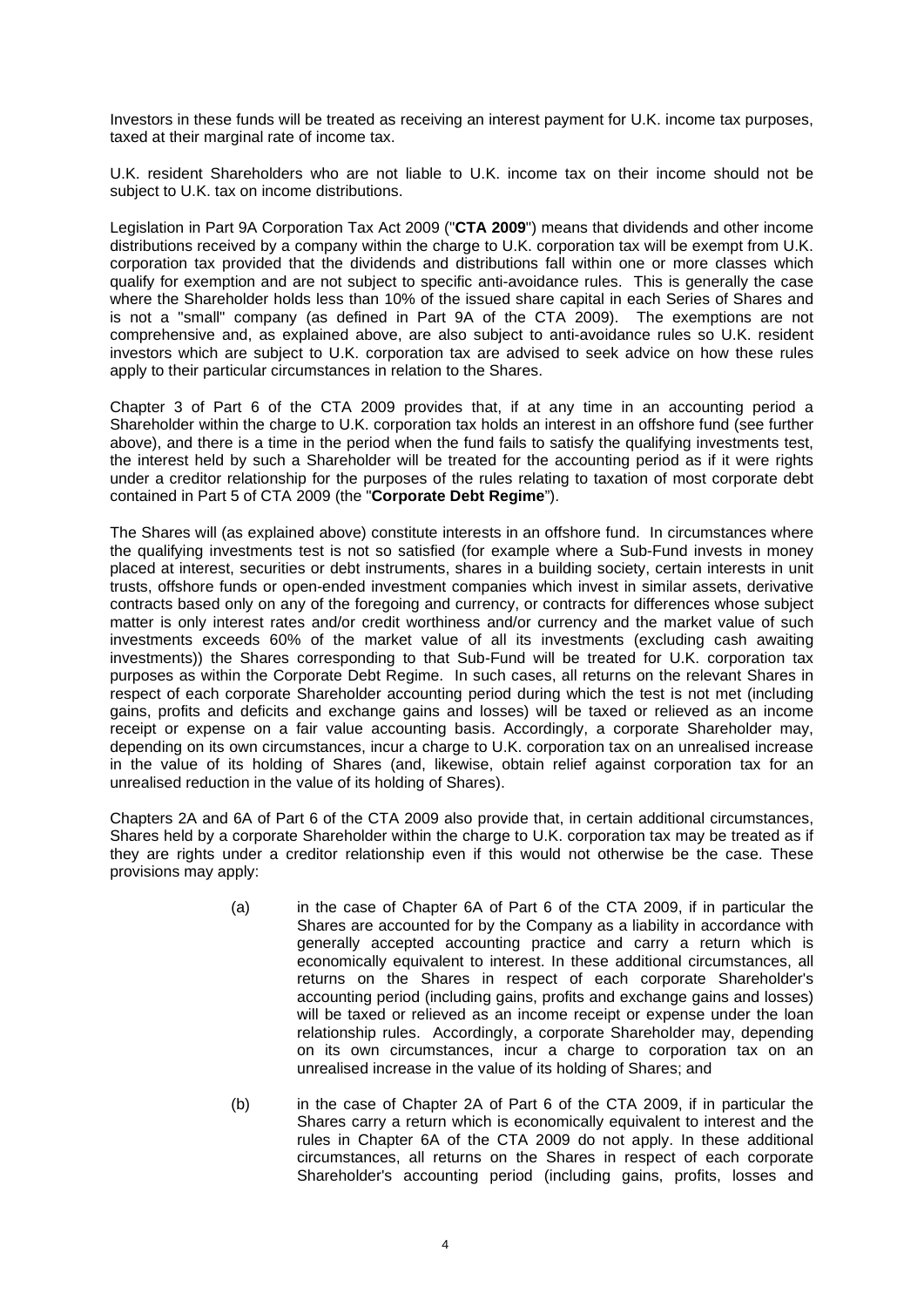Investors in these funds will be treated as receiving an interest payment for U.K. income tax purposes, taxed at their marginal rate of income tax.

U.K. resident Shareholders who are not liable to U.K. income tax on their income should not be subject to U.K. tax on income distributions.

Legislation in Part 9A Corporation Tax Act 2009 ("**CTA 2009**") means that dividends and other income distributions received by a company within the charge to U.K. corporation tax will be exempt from U.K. corporation tax provided that the dividends and distributions fall within one or more classes which qualify for exemption and are not subject to specific anti-avoidance rules. This is generally the case where the Shareholder holds less than 10% of the issued share capital in each Series of Shares and is not a "small" company (as defined in Part 9A of the CTA 2009). The exemptions are not comprehensive and, as explained above, are also subject to anti-avoidance rules so U.K. resident investors which are subject to U.K. corporation tax are advised to seek advice on how these rules apply to their particular circumstances in relation to the Shares.

Chapter 3 of Part 6 of the CTA 2009 provides that, if at any time in an accounting period a Shareholder within the charge to U.K. corporation tax holds an interest in an offshore fund (see further above), and there is a time in the period when the fund fails to satisfy the qualifying investments test, the interest held by such a Shareholder will be treated for the accounting period as if it were rights under a creditor relationship for the purposes of the rules relating to taxation of most corporate debt contained in Part 5 of CTA 2009 (the "**Corporate Debt Regime**").

The Shares will (as explained above) constitute interests in an offshore fund. In circumstances where the qualifying investments test is not so satisfied (for example where a Sub-Fund invests in money placed at interest, securities or debt instruments, shares in a building society, certain interests in unit trusts, offshore funds or open-ended investment companies which invest in similar assets, derivative contracts based only on any of the foregoing and currency, or contracts for differences whose subject matter is only interest rates and/or credit worthiness and/or currency and the market value of such investments exceeds 60% of the market value of all its investments (excluding cash awaiting investments)) the Shares corresponding to that Sub-Fund will be treated for U.K. corporation tax purposes as within the Corporate Debt Regime. In such cases, all returns on the relevant Shares in respect of each corporate Shareholder accounting period during which the test is not met (including gains, profits and deficits and exchange gains and losses) will be taxed or relieved as an income receipt or expense on a fair value accounting basis. Accordingly, a corporate Shareholder may, depending on its own circumstances, incur a charge to U.K. corporation tax on an unrealised increase in the value of its holding of Shares (and, likewise, obtain relief against corporation tax for an unrealised reduction in the value of its holding of Shares).

Chapters 2A and 6A of Part 6 of the CTA 2009 also provide that, in certain additional circumstances, Shares held by a corporate Shareholder within the charge to U.K. corporation tax may be treated as if they are rights under a creditor relationship even if this would not otherwise be the case. These provisions may apply:

(a) in the case of Chapter 6A of Part 6 of the CTA 2009, if in particular the Shares are accounted for by the Company as a liability in accordance with generally accepted accounting practice and carry a return which is economically equivalent to interest. In these additional circumstances, all returns on the Shares in respect of each corporate Shareholder's accounting period (including gains, profits and exchange gains and losses) will be taxed or relieved as an income receipt or expense under the loan relationship rules. Accordingly, a corporate Shareholder may, depending on its own circumstances, incur a charge to corporation tax on an unrealised increase in the value of its holding of Shares; and

(b) in the case of Chapter 2A of Part 6 of the CTA 2009, if in particular the Shares carry a return which is economically equivalent to interest and the rules in Chapter 6A of the CTA 2009 do not apply. In these additional circumstances, all returns on the Shares in respect of each corporate Shareholder's accounting period (including gains, profits, losses and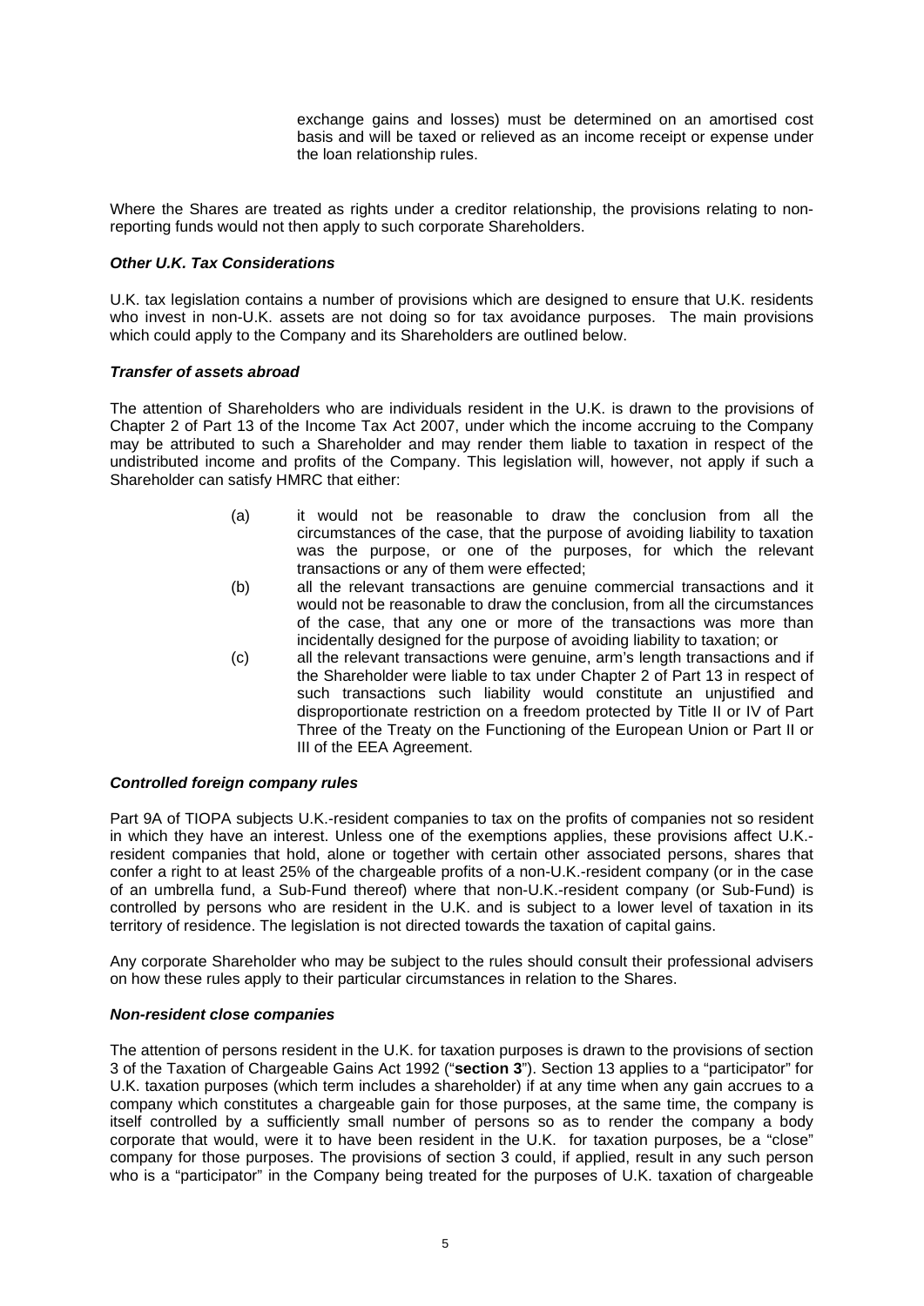exchange gains and losses) must be determined on an amortised cost basis and will be taxed or relieved as an income receipt or expense under the loan relationship rules.

Where the Shares are treated as rights under a creditor relationship, the provisions relating to non-reporting funds would not then apply to such corporate Shareholders.

***Other U.K. Tax Considerations***

U.K. tax legislation contains a number of provisions which are designed to ensure that U.K. residents who invest in non-U.K. assets are not doing so for tax avoidance purposes. The main provisions which could apply to the Company and its Shareholders are outlined below.

***Transfer of assets abroad***

The attention of Shareholders who are individuals resident in the U.K. is drawn to the provisions of Chapter 2 of Part 13 of the Income Tax Act 2007, under which the income accruing to the Company may be attributed to such a Shareholder and may render them liable to taxation in respect of the undistributed income and profits of the Company. This legislation will, however, not apply if such a Shareholder can satisfy HMRC that either:

(a) it would not be reasonable to draw the conclusion from all the circumstances of the case, that the purpose of avoiding liability to taxation was the purpose, or one of the purposes, for which the relevant transactions or any of them were effected;

(b) all the relevant transactions are genuine commercial transactions and it would not be reasonable to draw the conclusion, from all the circumstances of the case, that any one or more of the transactions was more than incidentally designed for the purpose of avoiding liability to taxation; or

(c) all the relevant transactions were genuine, arm's length transactions and if the Shareholder were liable to tax under Chapter 2 of Part 13 in respect of such transactions such liability would constitute an unjustified and disproportionate restriction on a freedom protected by Title II or IV of Part Three of the Treaty on the Functioning of the European Union or Part II or III of the EEA Agreement.

***Controlled foreign company rules***

Part 9A of TIOPA subjects U.K.-resident companies to tax on the profits of companies not so resident in which they have an interest. Unless one of the exemptions applies, these provisions affect U.K.-resident companies that hold, alone or together with certain other associated persons, shares that confer a right to at least 25% of the chargeable profits of a non-U.K.-resident company (or in the case of an umbrella fund, a Sub-Fund thereof) where that non-U.K.-resident company (or Sub-Fund) is controlled by persons who are resident in the U.K. and is subject to a lower level of taxation in its territory of residence. The legislation is not directed towards the taxation of capital gains.

Any corporate Shareholder who may be subject to the rules should consult their professional advisers on how these rules apply to their particular circumstances in relation to the Shares.

***Non-resident close companies***

The attention of persons resident in the U.K. for taxation purposes is drawn to the provisions of section 3 of the Taxation of Chargeable Gains Act 1992 ("**section 3**"). Section 13 applies to a "participator" for U.K. taxation purposes (which term includes a shareholder) if at any time when any gain accrues to a company which constitutes a chargeable gain for those purposes, at the same time, the company is itself controlled by a sufficiently small number of persons so as to render the company a body corporate that would, were it to have been resident in the U.K. for taxation purposes, be a "close" company for those purposes. The provisions of section 3 could, if applied, result in any such person who is a "participator" in the Company being treated for the purposes of U.K. taxation of chargeable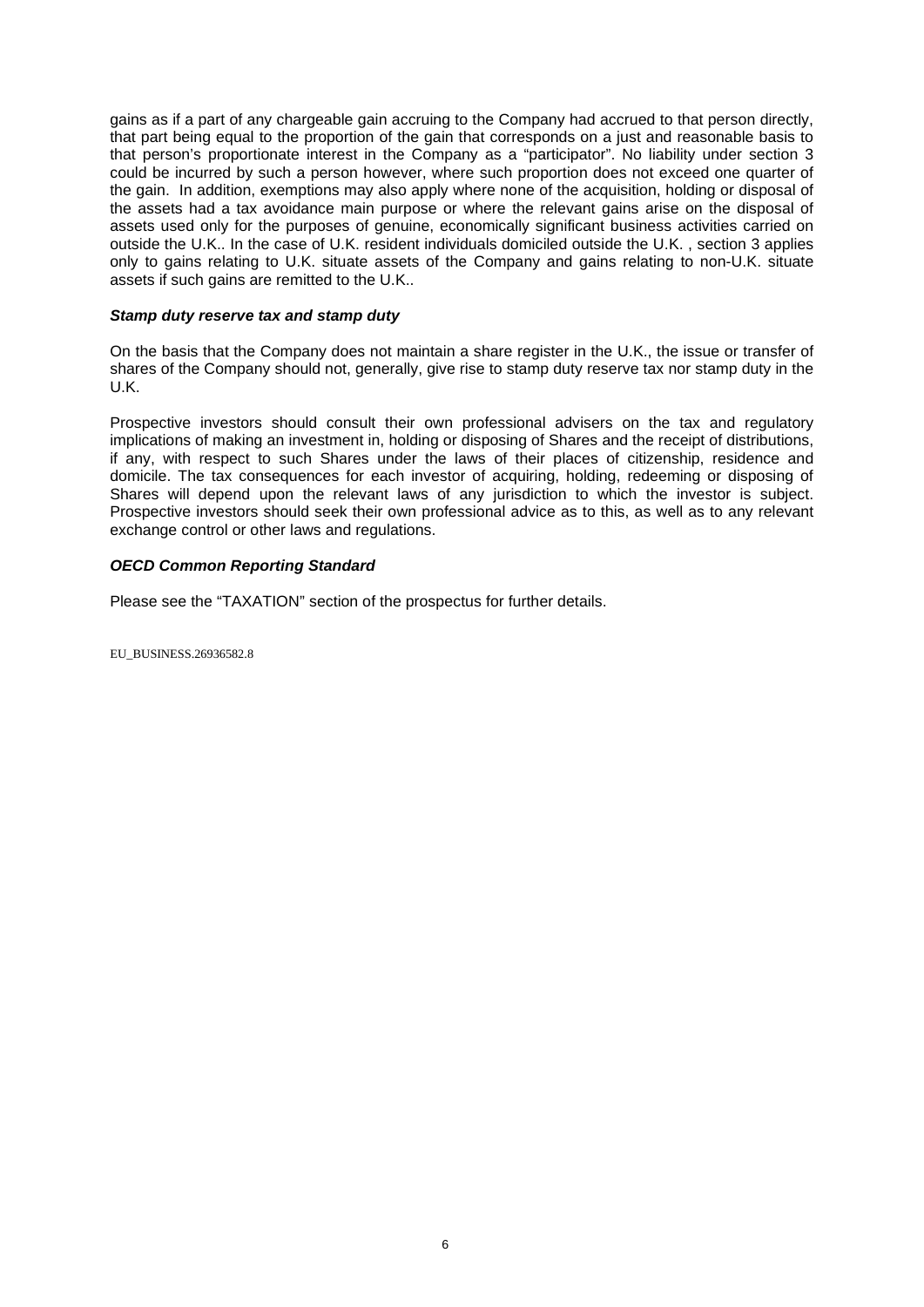gains as if a part of any chargeable gain accruing to the Company had accrued to that person directly, that part being equal to the proportion of the gain that corresponds on a just and reasonable basis to that person's proportionate interest in the Company as a "participator". No liability under section 3 could be incurred by such a person however, where such proportion does not exceed one quarter of the gain. In addition, exemptions may also apply where none of the acquisition, holding or disposal of the assets had a tax avoidance main purpose or where the relevant gains arise on the disposal of assets used only for the purposes of genuine, economically significant business activities carried on outside the U.K.. In the case of U.K. resident individuals domiciled outside the U.K. , section 3 applies only to gains relating to U.K. situate assets of the Company and gains relating to non-U.K. situate assets if such gains are remitted to the U.K..

***Stamp duty reserve tax and stamp duty***

On the basis that the Company does not maintain a share register in the U.K., the issue or transfer of shares of the Company should not, generally, give rise to stamp duty reserve tax nor stamp duty in the U.K.

Prospective investors should consult their own professional advisers on the tax and regulatory implications of making an investment in, holding or disposing of Shares and the receipt of distributions, if any, with respect to such Shares under the laws of their places of citizenship, residence and domicile. The tax consequences for each investor of acquiring, holding, redeeming or disposing of Shares will depend upon the relevant laws of any jurisdiction to which the investor is subject. Prospective investors should seek their own professional advice as to this, as well as to any relevant exchange control or other laws and regulations.

***OECD Common Reporting Standard***

Please see the "TAXATION" section of the prospectus for further details.

EU_BUSINESS.26936582.8